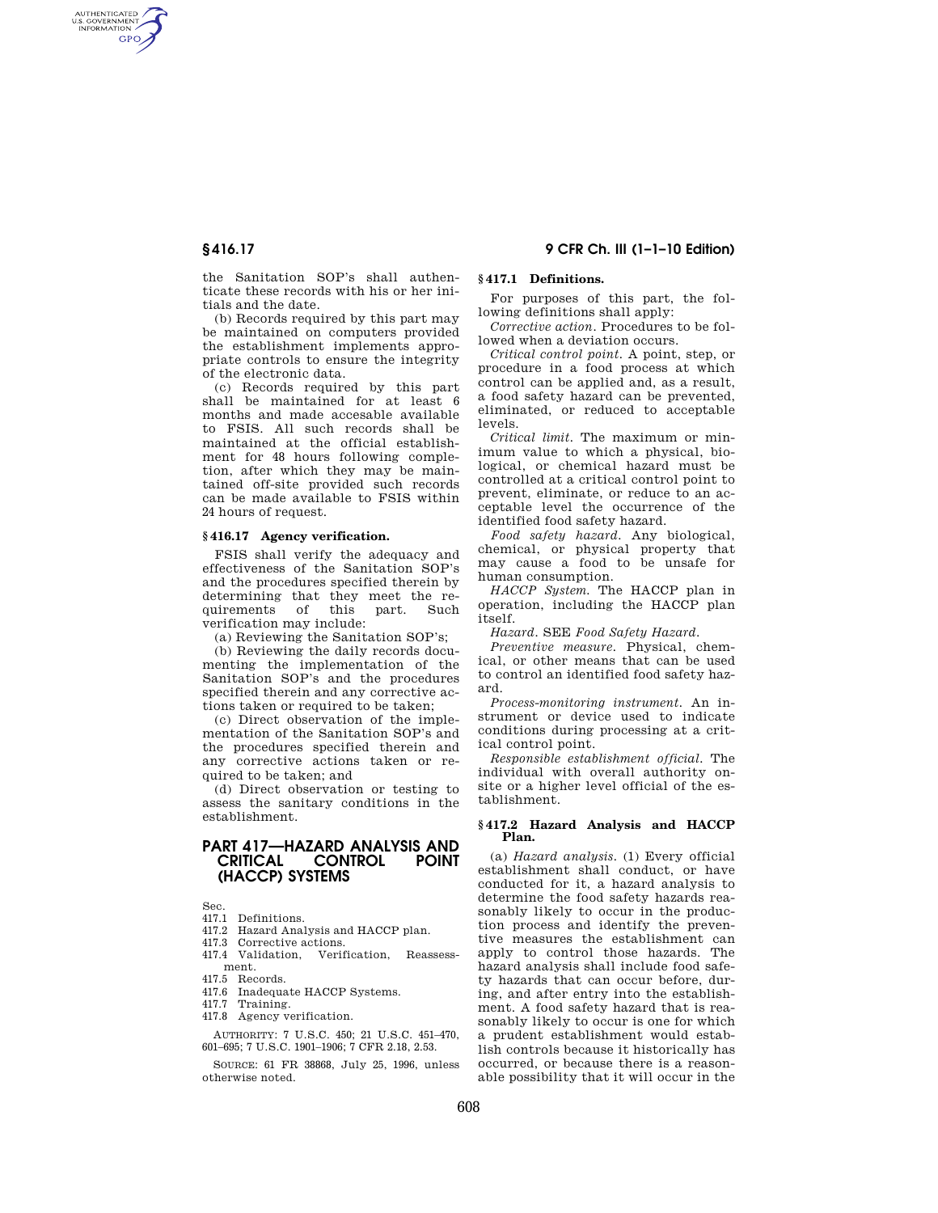the Sanitation SOP's shall authenticate these records with his or her initials and the date.

(b) Records required by this part may be maintained on computers provided the establishment implements appropriate controls to ensure the integrity of the electronic data.

(c) Records required by this part shall be maintained for at least 6 months and made accesable available to FSIS. All such records shall be maintained at the official establishment for 48 hours following completion, after which they may be maintained off-site provided such records can be made available to FSIS within 24 hours of request.

### § 416.17 Agency verification.

FSIS shall verify the adequacy and effectiveness of the Sanitation SOP's and the procedures specified therein by determining that they meet the requirements of this part. Such verification may include:

(a) Reviewing the Sanitation SOP's;

(b) Reviewing the daily records documenting the implementation of the Sanitation SOP's and the procedures specified therein and any corrective actions taken or required to be taken;

(c) Direct observation of the implementation of the Sanitation SOP's and the procedures specified therein and any corrective actions taken or required to be taken; and

(d) Direct observation or testing to assess the sanitary conditions in the establishment.

## PART 417—HAZARD ANALYSIS AND CRITICAL CONTROL POINT (HACCP) SYSTEMS

Sec.
417.1 Definitions.
417.2 Hazard Analysis and HACCP plan.
417.3 Corrective actions.
417.4 Validation, Verification, Reassessment.
417.5 Records.
417.6 Inadequate HACCP Systems.
417.7 Training.
417.8 Agency verification.

AUTHORITY: 7 U.S.C. 450; 21 U.S.C. 451–470, 601–695; 7 U.S.C. 1901–1906; 7 CFR 2.18, 2.53.

SOURCE: 61 FR 38868, July 25, 1996, unless otherwise noted.

### § 417.1 Definitions.

For purposes of this part, the following definitions shall apply:

*Corrective action.* Procedures to be followed when a deviation occurs.

*Critical control point.* A point, step, or procedure in a food process at which control can be applied and, as a result, a food safety hazard can be prevented, eliminated, or reduced to acceptable levels.

*Critical limit.* The maximum or minimum value to which a physical, biological, or chemical hazard must be controlled at a critical control point to prevent, eliminate, or reduce to an acceptable level the occurrence of the identified food safety hazard.

*Food safety hazard.* Any biological, chemical, or physical property that may cause a food to be unsafe for human consumption.

*HACCP System.* The HACCP plan in operation, including the HACCP plan itself.

*Hazard.* SEE *Food Safety Hazard.*

*Preventive measure.* Physical, chemical, or other means that can be used to control an identified food safety hazard.

*Process-monitoring instrument.* An instrument or device used to indicate conditions during processing at a critical control point.

*Responsible establishment official.* The individual with overall authority onsite or a higher level official of the establishment.

### § 417.2 Hazard Analysis and HACCP Plan.

(a) *Hazard analysis.* (1) Every official establishment shall conduct, or have conducted for it, a hazard analysis to determine the food safety hazards reasonably likely to occur in the production process and identify the preventive measures the establishment can apply to control those hazards. The hazard analysis shall include food safety hazards that can occur before, during, and after entry into the establishment. A food safety hazard that is reasonably likely to occur is one for which a prudent establishment would establish controls because it historically has occurred, or because there is a reasonable possibility that it will occur in the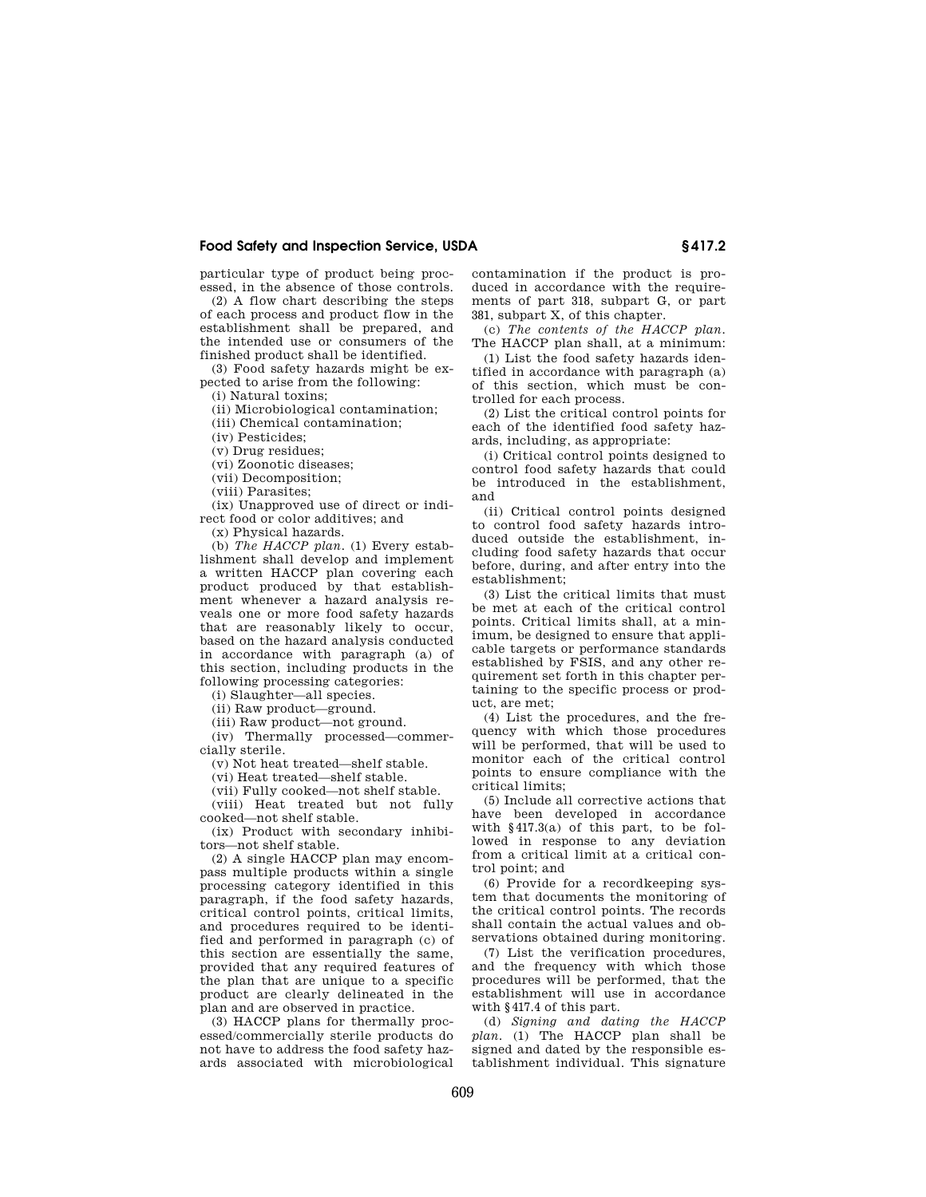particular type of product being processed, in the absence of those controls.

(2) A flow chart describing the steps of each process and product flow in the establishment shall be prepared, and the intended use or consumers of the finished product shall be identified.

(3) Food safety hazards might be expected to arise from the following:

(i) Natural toxins;

(ii) Microbiological contamination;

(iii) Chemical contamination;

(iv) Pesticides;

(v) Drug residues;

(vi) Zoonotic diseases;

(vii) Decomposition;

(viii) Parasites;

(ix) Unapproved use of direct or indirect food or color additives; and

(x) Physical hazards.

(b) *The HACCP plan.* (1) Every establishment shall develop and implement a written HACCP plan covering each product produced by that establishment whenever a hazard analysis reveals one or more food safety hazards that are reasonably likely to occur, based on the hazard analysis conducted in accordance with paragraph (a) of this section, including products in the following processing categories:

(i) Slaughter—all species.

(ii) Raw product—ground.

(iii) Raw product—not ground.

(iv) Thermally processed—commercially sterile.

(v) Not heat treated—shelf stable.

(vi) Heat treated—shelf stable.

(vii) Fully cooked—not shelf stable.

(viii) Heat treated but not fully cooked—not shelf stable.

(ix) Product with secondary inhibitors—not shelf stable.

(2) A single HACCP plan may encompass multiple products within a single processing category identified in this paragraph, if the food safety hazards, critical control points, critical limits, and procedures required to be identified and performed in paragraph (c) of this section are essentially the same, provided that any required features of the plan that are unique to a specific product are clearly delineated in the plan and are observed in practice.

(3) HACCP plans for thermally processed/commercially sterile products do not have to address the food safety hazards associated with microbiological contamination if the product is produced in accordance with the requirements of part 318, subpart G, or part 381, subpart X, of this chapter.

(c) *The contents of the HACCP plan.* The HACCP plan shall, at a minimum:

(1) List the food safety hazards identified in accordance with paragraph (a) of this section, which must be controlled for each process.

(2) List the critical control points for each of the identified food safety hazards, including, as appropriate:

(i) Critical control points designed to control food safety hazards that could be introduced in the establishment, and

(ii) Critical control points designed to control food safety hazards introduced outside the establishment, including food safety hazards that occur before, during, and after entry into the establishment;

(3) List the critical limits that must be met at each of the critical control points. Critical limits shall, at a minimum, be designed to ensure that applicable targets or performance standards established by FSIS, and any other requirement set forth in this chapter pertaining to the specific process or product, are met;

(4) List the procedures, and the frequency with which those procedures will be performed, that will be used to monitor each of the critical control points to ensure compliance with the critical limits;

(5) Include all corrective actions that have been developed in accordance with §417.3(a) of this part, to be followed in response to any deviation from a critical limit at a critical control point; and

(6) Provide for a recordkeeping system that documents the monitoring of the critical control points. The records shall contain the actual values and observations obtained during monitoring.

(7) List the verification procedures, and the frequency with which those procedures will be performed, that the establishment will use in accordance with §417.4 of this part.

(d) *Signing and dating the HACCP plan.* (1) The HACCP plan shall be signed and dated by the responsible establishment individual. This signature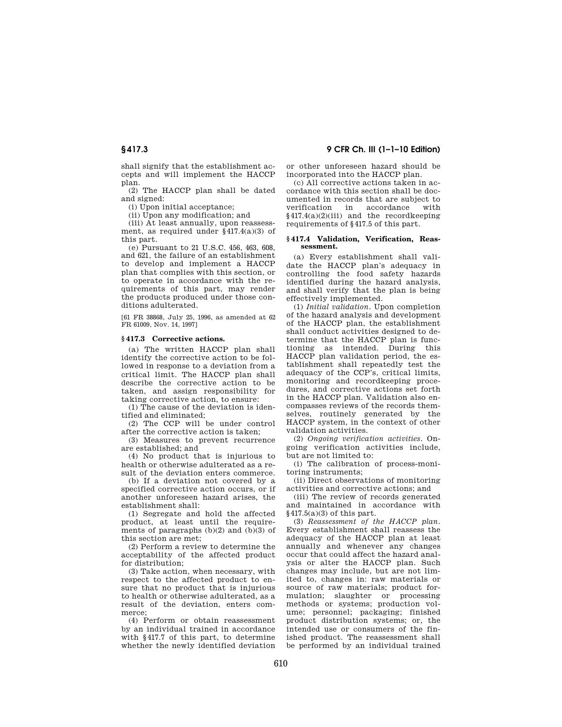shall signify that the establishment accepts and will implement the HACCP plan.

(2) The HACCP plan shall be dated and signed:

(i) Upon initial acceptance;

(ii) Upon any modification; and

(iii) At least annually, upon reassessment, as required under §417.4(a)(3) of this part.

(e) Pursuant to 21 U.S.C. 456, 463, 608, and 621, the failure of an establishment to develop and implement a HACCP plan that complies with this section, or to operate in accordance with the requirements of this part, may render the products produced under those conditions adulterated.

[61 FR 38868, July 25, 1996, as amended at 62 FR 61009, Nov. 14, 1997]

### §417.3 Corrective actions.

(a) The written HACCP plan shall identify the corrective action to be followed in response to a deviation from a critical limit. The HACCP plan shall describe the corrective action to be taken, and assign responsibility for taking corrective action, to ensure:

(1) The cause of the deviation is identified and eliminated;

(2) The CCP will be under control after the corrective action is taken;

(3) Measures to prevent recurrence are established; and

(4) No product that is injurious to health or otherwise adulterated as a result of the deviation enters commerce.

(b) If a deviation not covered by a specified corrective action occurs, or if another unforeseen hazard arises, the establishment shall:

(1) Segregate and hold the affected product, at least until the requirements of paragraphs (b)(2) and (b)(3) of this section are met;

(2) Perform a review to determine the acceptability of the affected product for distribution;

(3) Take action, when necessary, with respect to the affected product to ensure that no product that is injurious to health or otherwise adulterated, as a result of the deviation, enters commerce;

(4) Perform or obtain reassessment by an individual trained in accordance with §417.7 of this part, to determine whether the newly identified deviation or other unforeseen hazard should be incorporated into the HACCP plan.

(c) All corrective actions taken in accordance with this section shall be documented in records that are subject to verification in accordance with §417.4(a)(2)(iii) and the recordkeeping requirements of §417.5 of this part.

### §417.4 Validation, Verification, Reassessment.

(a) Every establishment shall validate the HACCP plan's adequacy in controlling the food safety hazards identified during the hazard analysis, and shall verify that the plan is being effectively implemented.

(1) *Initial validation.* Upon completion of the hazard analysis and development of the HACCP plan, the establishment shall conduct activities designed to determine that the HACCP plan is functioning as intended. During this HACCP plan validation period, the establishment shall repeatedly test the adequacy of the CCP's, critical limits, monitoring and recordkeeping procedures, and corrective actions set forth in the HACCP plan. Validation also encompasses reviews of the records themselves, routinely generated by the HACCP system, in the context of other validation activities.

(2) *Ongoing verification activities.* Ongoing verification activities include, but are not limited to:

(i) The calibration of process-monitoring instruments;

(ii) Direct observations of monitoring activities and corrective actions; and

(iii) The review of records generated and maintained in accordance with §417.5(a)(3) of this part.

(3) *Reassessment of the HACCP plan.* Every establishment shall reassess the adequacy of the HACCP plan at least annually and whenever any changes occur that could affect the hazard analysis or alter the HACCP plan. Such changes may include, but are not limited to, changes in: raw materials or source of raw materials; product formulation; slaughter or processing methods or systems; production volume; personnel; packaging; finished product distribution systems; or, the intended use or consumers of the finished product. The reassessment shall be performed by an individual trained